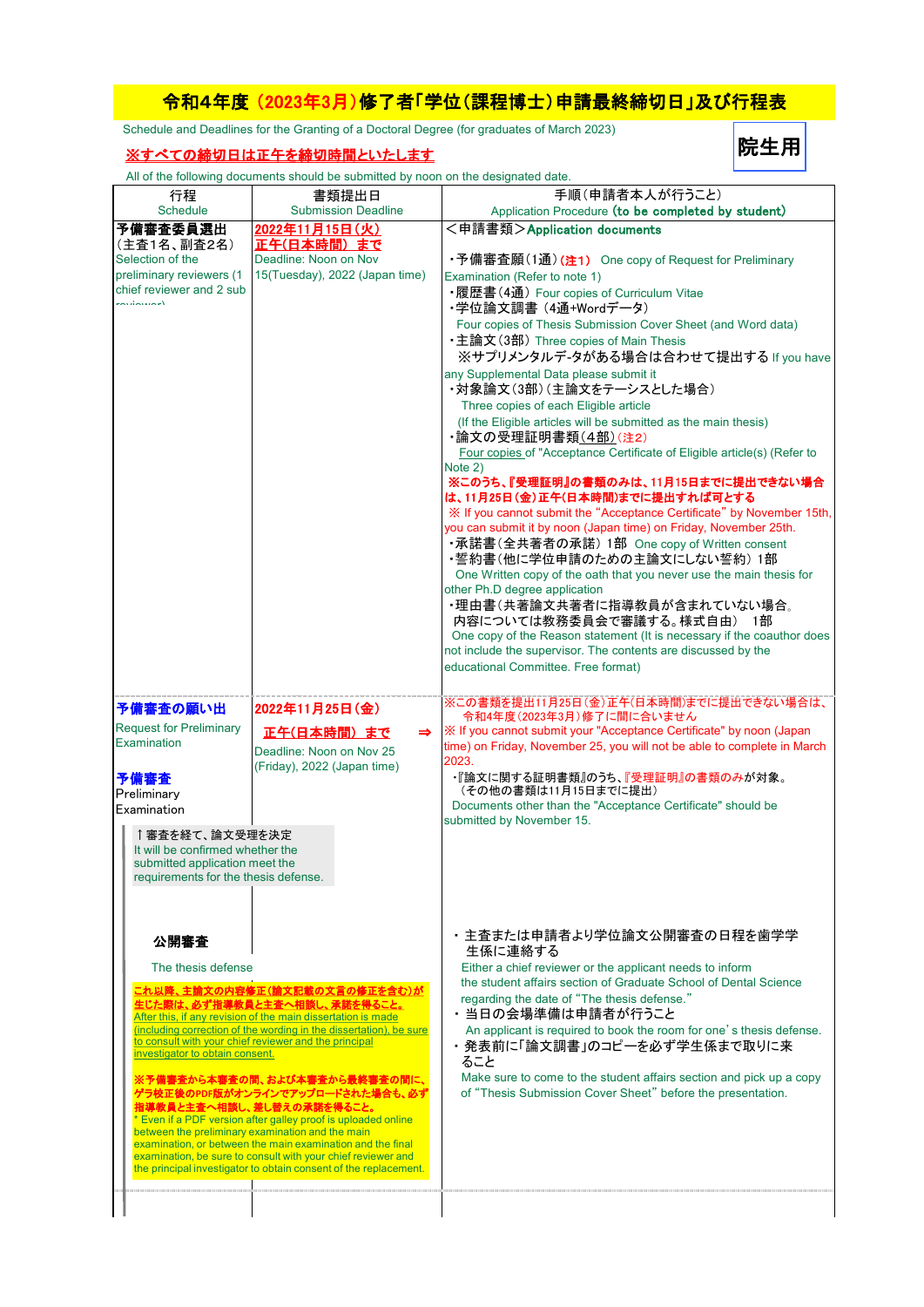# 令和4年度（2023年3月）修了者「学位（課程博士）申請最終締切日」及び行程表

Schedule and Deadlines for the Granting of a Doctoral Degree (for graduates of March 2023)

**院生用**

**※すべての締切日は正午を締切時間といたします**

All of the following documents should be submitted by noon on the designated date.

| 行程 Schedule | 書類提出日 Submission Deadline | 手順（申請者本人が行うこと） Application Procedure (to be completed by student) |
|---|---|---|
| **予備審査委員選出**（主査1名、副査2名）Selection of the preliminary reviewers (1 chief reviewer and 2 sub reviewers) | **2022年11月15日（火）正午（日本時間）まで** Deadline: Noon on Nov 15(Tuesday), 2022 (Japan time) | ＜申請書類＞**Application documents**<br><br>・予備審査願（1通）（注1） One copy of Request for Preliminary Examination (Refer to note 1)<br>・履歴書（4通） Four copies of Curriculum Vitae<br>・学位論文調書（4通+Wordデータ） Four copies of Thesis Submission Cover Sheet (and Word data)<br>・主論文（3部） Three copies of Main Thesis<br>※サプリメンタルデータがある場合は合わせて提出する If you have any Supplemental Data please submit it<br>・対象論文（3部）（主論文をテーシスとした場合） Three copies of each Eligible article (If the Eligible articles will be submitted as the main thesis)<br>・論文の受理証明書類（4部）（注2） Four copies of "Acceptance Certificate of Eligible article(s) (Refer to Note 2)<br>**※このうち、『受理証明』の書類のみは、11月15日までに提出できない場合は、11月25日（金）正午（日本時間）までに提出すれば可とする**<br>※ If you cannot submit the "Acceptance Certificate" by November 15th, you can submit it by noon (Japan time) on Friday, November 25th.<br>・承諾書（全共著者の承諾）1部 One copy of Written consent<br>・誓約書（他に学位申請のための主論文にしない誓約）1部 One Written copy of the oath that you never use the main thesis for other Ph.D degree application<br>・理由書（共著論文共著者に指導教員が含まれていない場合。内容については教務委員会で審議する。様式自由） 1部 One copy of the Reason statement (It is necessary if the coauthor does not include the supervisor. The contents are discussed by the educational Committee. Free format) |
| **予備審査の願い出** Request for Preliminary Examination<br><br>**予備審査** Preliminary Examination<br><br>↑審査を経て、論文受理を決定 It will be confirmed whether the submitted application meet the requirements for the thesis defense. | **2022年11月25日（金）正午（日本時間）まで** ⇒ Deadline: Noon on Nov 25 (Friday), 2022 (Japan time) | ※この書類を提出11月25日（金）正午（日本時間）までに提出できない場合は、令和4年度（2023年3月）修了に間に合いません<br>※ If you cannot submit your "Acceptance Certificate" by noon (Japan time) on Friday, November 25, you will not be able to complete in March 2023.<br><br>・『論文に関する証明書類』のうち、『受理証明』の書類のみが対象。（その他の書類は11月15日までに提出）<br>Documents other than the "Acceptance Certificate" should be submitted by November 15. |
| **公開審査** The thesis defense<br><br>**これ以降、主論文の内容修正（論文記載の文言の修正を含む）が生じた際は、必ず指導教員と主査へ相談し、承諾を得ること。** After this, if any revision of the main dissertation is made (including correction of the wording in the dissertation), be sure to consult with your chief reviewer and the principal investigator to obtain consent.<br><br>**※予備審査から本審査の間、および本審査から最終審査の間に、ゲラ校正後のPDF版がオンラインでアップロードされた場合も、必ず指導教員と主査へ相談し、差し替えの承諾を得ること。**<br>* Even if a PDF version after galley proof is uploaded online between the preliminary examination and the main examination, or between the main examination and the final examination, be sure to consult with your chief reviewer and the principal investigator to obtain consent of the replacement. | | ・主査または申請者より学位論文公開審査の日程を歯学学生係に連絡する<br>Either a chief reviewer or the applicant needs to inform the student affairs section of Graduate School of Dental Science regarding the date of "The thesis defense."<br>・当日の会場準備は申請者が行うこと<br>An applicant is required to book the room for one's thesis defense.<br>・発表前に「論文調書」のコピーを必ず学生係まで取りに来ること<br>Make sure to come to the student affairs section and pick up a copy of "Thesis Submission Cover Sheet" before the presentation. |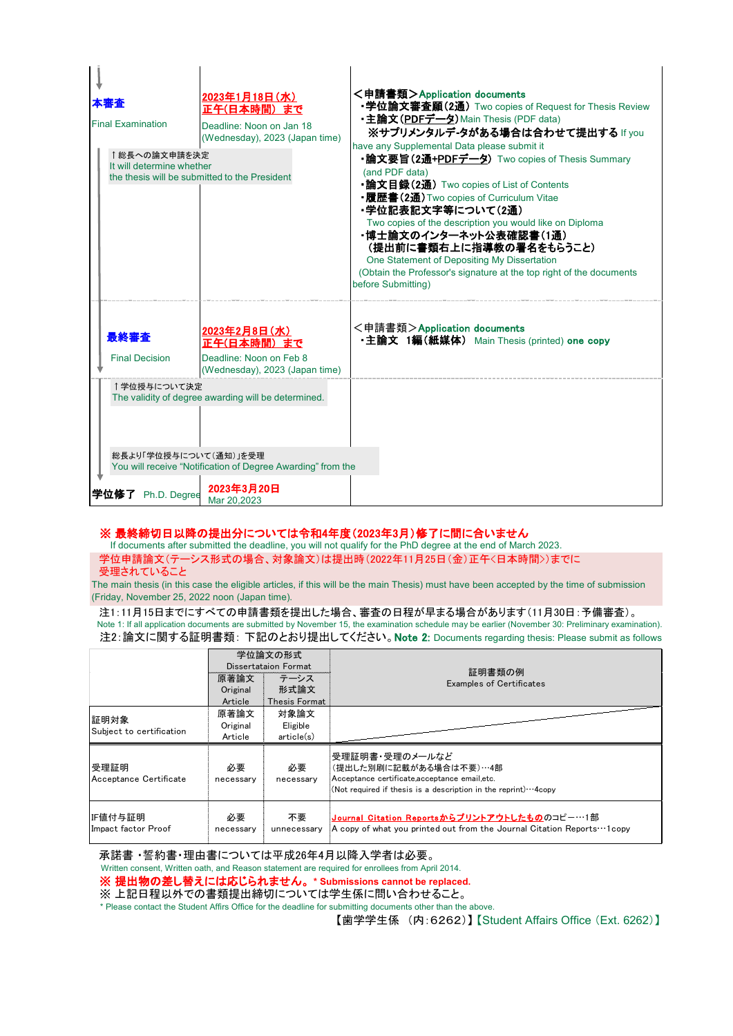| | | |
|---|---|---|
| **本審査**<br>Final Examination<br><br>↑総長への論文申請を決定<br>It will determine whether the thesis will be submitted to the President | 2023年1月18日(水)<br>正午(日本時間) まで<br>Deadline: Noon on Jan 18 (Wednesday), 2023 (Japan time) | <申請書類>Application documents<br>・学位論文審査願(2通) Two copies of Request for Thesis Review<br>・主論文(PDFデータ) Main Thesis (PDF data)<br>※サプリメンタルデータがある場合は合わせて提出する If you have any Supplemental Data please submit it<br>・論文要旨(2通+PDFデータ) Two copies of Thesis Summary (and PDF data)<br>・論文目録(2通) Two copies of List of Contents<br>・履歴書(2通) Two copies of Curriculum Vitae<br>・学位記表記文字等について(2通) Two copies of the description you would like on Diploma<br>・博士論文のインターネット公表確認書(1通)(提出前に書類右上に指導教の署名をもらうこと) One Statement of Depositing My Dissertation (Obtain the Professor's signature at the top right of the documents before Submitting) |
| **最終審査**<br>Final Decision<br><br>↑学位授与について決定<br>The validity of degree awarding will be determined.<br><br>総長より「学位授与について(通知)」を受理<br>You will receive "Notification of Degree Awarding" from the | 2023年2月8日(水)<br>正午(日本時間) まで<br>Deadline: Noon on Feb 8 (Wednesday), 2023 (Japan time) | <申請書類>Application documents<br>・主論文 1編(紙媒体) Main Thesis (printed) **one copy** |
| **学位修了** Ph.D. Degree | 2023年3月20日<br>Mar 20,2023 | |

**※ 最終締切日以降の提出分については令和4年度(2023年3月)修了に間に合いません**
If documents after submitted the deadline, you will not qualify for the PhD degree at the end of March 2023.

学位申請論文(テーシス形式の場合、対象論文)は提出時(2022年11月25日(金)正午<日本時間>)までに受理されていること
The main thesis (in this case the eligible articles, if this will be the main Thesis) must have been accepted by the time of submission (Friday, November 25, 2022 noon (Japan time).

注1:11月15日までにすべての申請書類を提出した場合、審査の日程が早まる場合があります(11月30日:予備審査)。
Note 1: If all application documents are submitted by November 15, the examination schedule may be earlier (November 30: Preliminary examination).

注2:論文に関する証明書類: 下記のとおり提出してください。**Note 2:** Documents regarding thesis: Please submit as follows

| | 学位論文の形式 Dissertataion Format | | 証明書類の例 Examples of Certificates |
|---|---|---|---|
| | 原著論文 Original Article | テーシス形式論文 Thesis Format | |
| 証明対象 Subject to certification | 原著論文 Original Article | 対象論文 Eligible article(s) | |
| 受理証明 Acceptance Certificate | 必要 necessary | 必要 necessary | 受理証明書・受理のメールなど(提出した別刷に記載がある場合は不要)…4部<br>Acceptance certificate,acceptance email,etc.(Not required if thesis is a description in the reprint)…4copy |
| IF値付与証明 Impact factor Proof | 必要 necessary | 不要 unnecessary | Journal Citation Reportsからプリントアウトしたもののコピー…1部<br>A copy of what you printed out from the Journal Citation Reports…1copy |

承諾書・誓約書・理由書については平成26年4月以降入学者は必要。
Written consent, Written oath, and Reason statement are required for enrollees from April 2014.

**※ 提出物の差し替えには応じられません。* Submissions cannot be replaced.**

※ 上記日程以外での書類提出締切については学生係に問い合わせること。
* Please contact the Student Affirs Office for the deadline for submitting documents other than the above.

【歯学学生係 (内:6262)】【Student Affairs Office (Ext. 6262)】